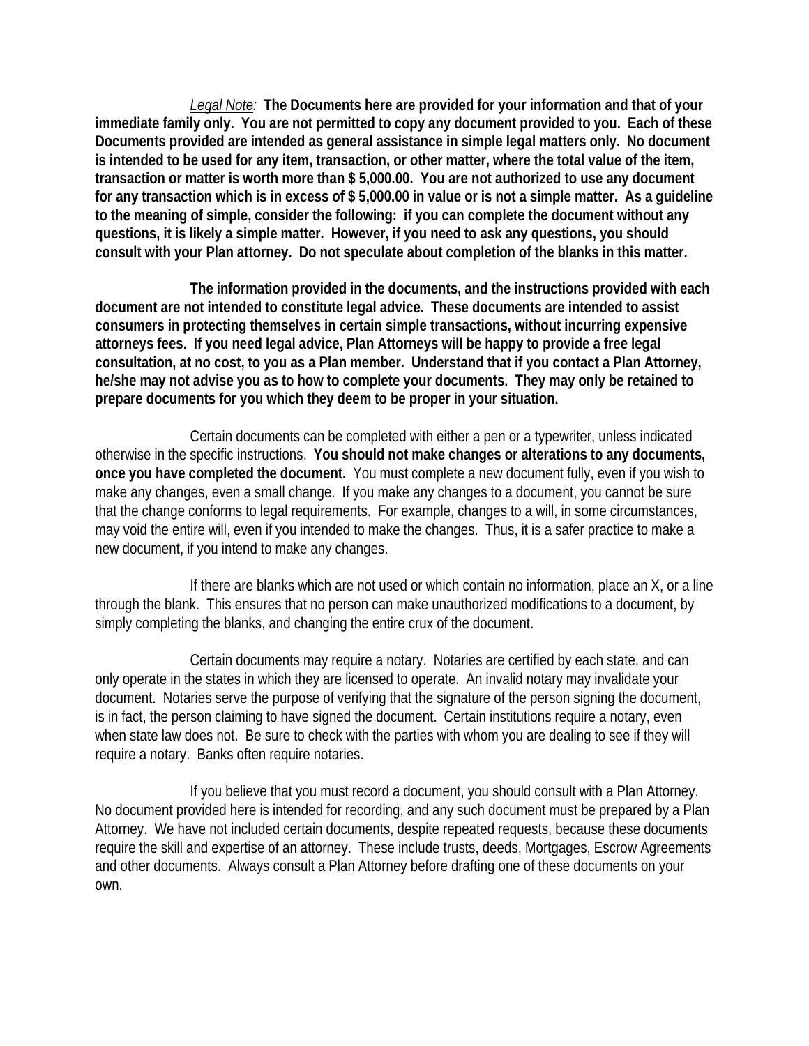*Legal Note:* **The Documents here are provided for your information and that of your immediate family only. You are not permitted to copy any document provided to you. Each of these Documents provided are intended as general assistance in simple legal matters only. No document is intended to be used for any item, transaction, or other matter, where the total value of the item, transaction or matter is worth more than $ 5,000.00. You are not authorized to use any document for any transaction which is in excess of $ 5,000.00 in value or is not a simple matter. As a guideline to the meaning of simple, consider the following: if you can complete the document without any questions, it is likely a simple matter. However, if you need to ask any questions, you should consult with your Plan attorney. Do not speculate about completion of the blanks in this matter.**

**The information provided in the documents, and the instructions provided with each document are not intended to constitute legal advice. These documents are intended to assist consumers in protecting themselves in certain simple transactions, without incurring expensive attorneys fees. If you need legal advice, Plan Attorneys will be happy to provide a free legal consultation, at no cost, to you as a Plan member. Understand that if you contact a Plan Attorney, he/she may not advise you as to how to complete your documents. They may only be retained to prepare documents for you which they deem to be proper in your situation.**

Certain documents can be completed with either a pen or a typewriter, unless indicated otherwise in the specific instructions. **You should not make changes or alterations to any documents, once you have completed the document.** You must complete a new document fully, even if you wish to make any changes, even a small change. If you make any changes to a document, you cannot be sure that the change conforms to legal requirements. For example, changes to a will, in some circumstances, may void the entire will, even if you intended to make the changes. Thus, it is a safer practice to make a new document, if you intend to make any changes.

If there are blanks which are not used or which contain no information, place an X, or a line through the blank. This ensures that no person can make unauthorized modifications to a document, by simply completing the blanks, and changing the entire crux of the document.

Certain documents may require a notary. Notaries are certified by each state, and can only operate in the states in which they are licensed to operate. An invalid notary may invalidate your document. Notaries serve the purpose of verifying that the signature of the person signing the document, is in fact, the person claiming to have signed the document. Certain institutions require a notary, even when state law does not. Be sure to check with the parties with whom you are dealing to see if they will require a notary. Banks often require notaries.

If you believe that you must record a document, you should consult with a Plan Attorney. No document provided here is intended for recording, and any such document must be prepared by a Plan Attorney. We have not included certain documents, despite repeated requests, because these documents require the skill and expertise of an attorney. These include trusts, deeds, Mortgages, Escrow Agreements and other documents. Always consult a Plan Attorney before drafting one of these documents on your own.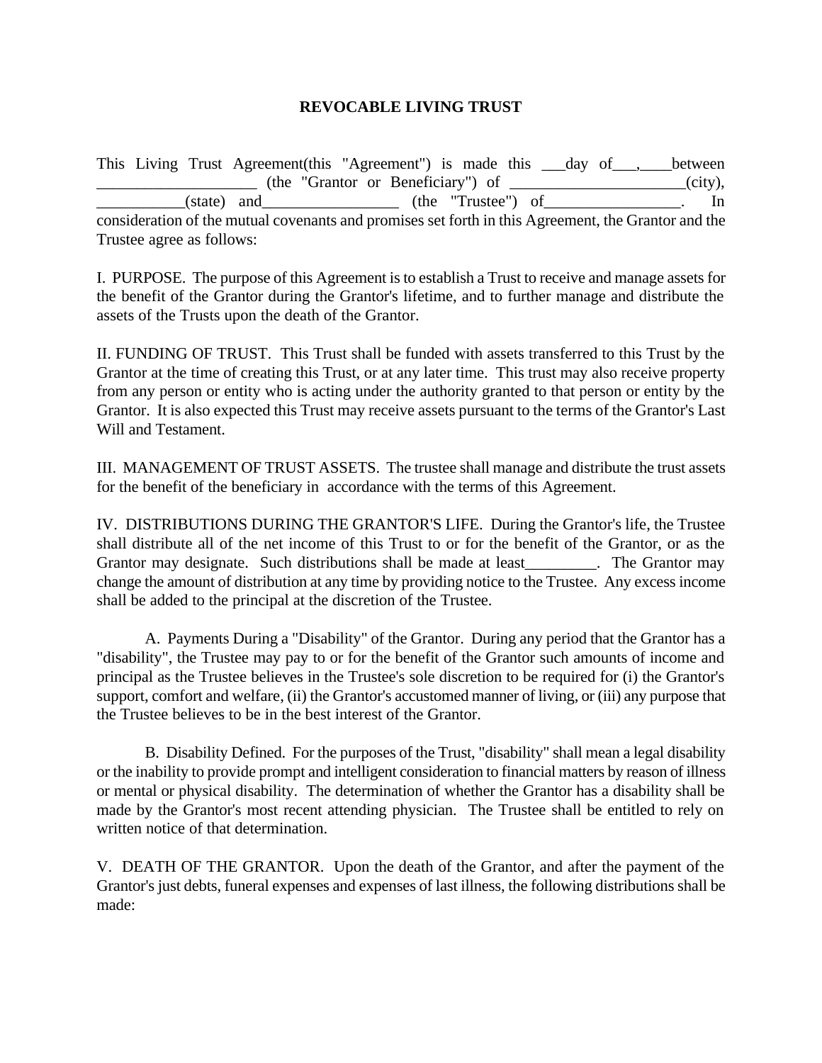## REVOCABLE LIVING TRUST

This Living Trust Agreement(this "Agreement") is made this ___day of___,____between ____________________ (the "Grantor or Beneficiary") of ______________________(city), ___________(state) and_________________ (the "Trustee") of_________________. In consideration of the mutual covenants and promises set forth in this Agreement, the Grantor and the Trustee agree as follows:

I. PURPOSE. The purpose of this Agreement is to establish a Trust to receive and manage assets for the benefit of the Grantor during the Grantor's lifetime, and to further manage and distribute the assets of the Trusts upon the death of the Grantor.

II. FUNDING OF TRUST. This Trust shall be funded with assets transferred to this Trust by the Grantor at the time of creating this Trust, or at any later time. This trust may also receive property from any person or entity who is acting under the authority granted to that person or entity by the Grantor. It is also expected this Trust may receive assets pursuant to the terms of the Grantor's Last Will and Testament.

III. MANAGEMENT OF TRUST ASSETS. The trustee shall manage and distribute the trust assets for the benefit of the beneficiary in accordance with the terms of this Agreement.

IV. DISTRIBUTIONS DURING THE GRANTOR'S LIFE. During the Grantor's life, the Trustee shall distribute all of the net income of this Trust to or for the benefit of the Grantor, or as the Grantor may designate. Such distributions shall be made at least_________. The Grantor may change the amount of distribution at any time by providing notice to the Trustee. Any excess income shall be added to the principal at the discretion of the Trustee.

A. Payments During a "Disability" of the Grantor. During any period that the Grantor has a "disability", the Trustee may pay to or for the benefit of the Grantor such amounts of income and principal as the Trustee believes in the Trustee's sole discretion to be required for (i) the Grantor's support, comfort and welfare, (ii) the Grantor's accustomed manner of living, or (iii) any purpose that the Trustee believes to be in the best interest of the Grantor.

B. Disability Defined. For the purposes of the Trust, "disability" shall mean a legal disability or the inability to provide prompt and intelligent consideration to financial matters by reason of illness or mental or physical disability. The determination of whether the Grantor has a disability shall be made by the Grantor's most recent attending physician. The Trustee shall be entitled to rely on written notice of that determination.

V. DEATH OF THE GRANTOR. Upon the death of the Grantor, and after the payment of the Grantor's just debts, funeral expenses and expenses of last illness, the following distributions shall be made: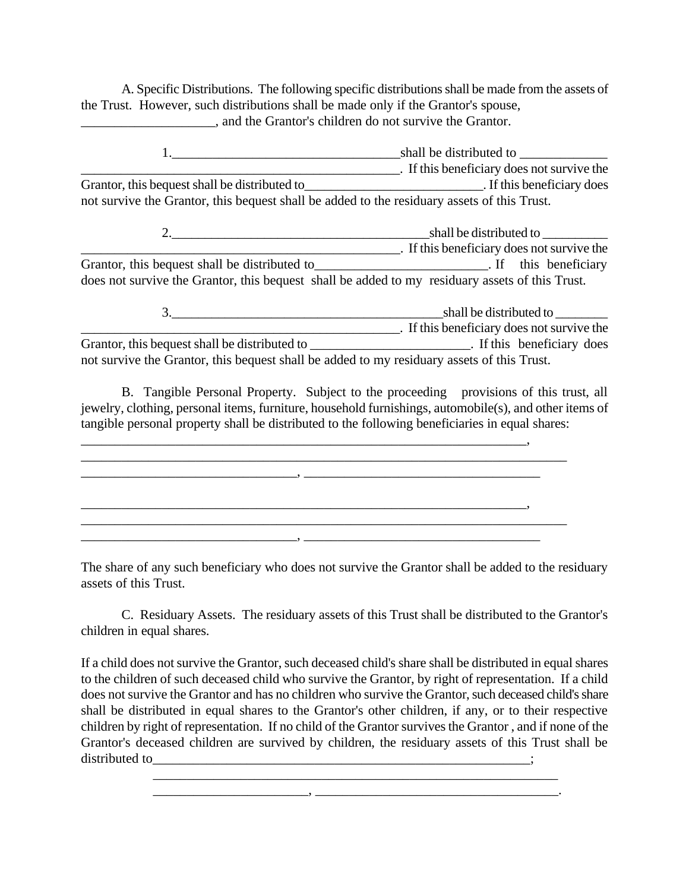A. Specific Distributions. The following specific distributions shall be made from the assets of the Trust. However, such distributions shall be made only if the Grantor's spouse, ____________________, and the Grantor's children do not survive the Grantor.

1.__________________________________shall be distributed to _____________ _______________________________________________. If this beneficiary does not survive the Grantor, this bequest shall be distributed to___________________________. If this beneficiary does not survive the Grantor, this bequest shall be added to the residuary assets of this Trust.

2.______________________________________shall be distributed to __________ _______________________________________________. If this beneficiary does not survive the Grantor, this bequest shall be distributed to_________________________. If this beneficiary does not survive the Grantor, this bequest shall be added to my residuary assets of this Trust.

3._________________________________________shall be distributed to ________ _______________________________________________. If this beneficiary does not survive the Grantor, this bequest shall be distributed to ________________________. If this beneficiary does not survive the Grantor, this bequest shall be added to my residuary assets of this Trust.

B. Tangible Personal Property. Subject to the proceeding provisions of this trust, all jewelry, clothing, personal items, furniture, household furnishings, automobile(s), and other items of tangible personal property shall be distributed to the following beneficiaries in equal shares:

_____________________________________________________________________,
___________________________________________________________________________
_________________________________, ___________________________________

_____________________________________________________________________,
___________________________________________________________________________
_________________________________, ___________________________________

The share of any such beneficiary who does not survive the Grantor shall be added to the residuary assets of this Trust.

C. Residuary Assets. The residuary assets of this Trust shall be distributed to the Grantor's children in equal shares.

If a child does not survive the Grantor, such deceased child's share shall be distributed in equal shares to the children of such deceased child who survive the Grantor, by right of representation. If a child does not survive the Grantor and has no children who survive the Grantor, such deceased child's share shall be distributed in equal shares to the Grantor's other children, if any, or to their respective children by right of representation. If no child of the Grantor survives the Grantor , and if none of the Grantor's deceased children are survived by children, the residuary assets of this Trust shall be distributed to___________________________________________________________;

______________________________________________________________
_______________________, ____________________________________.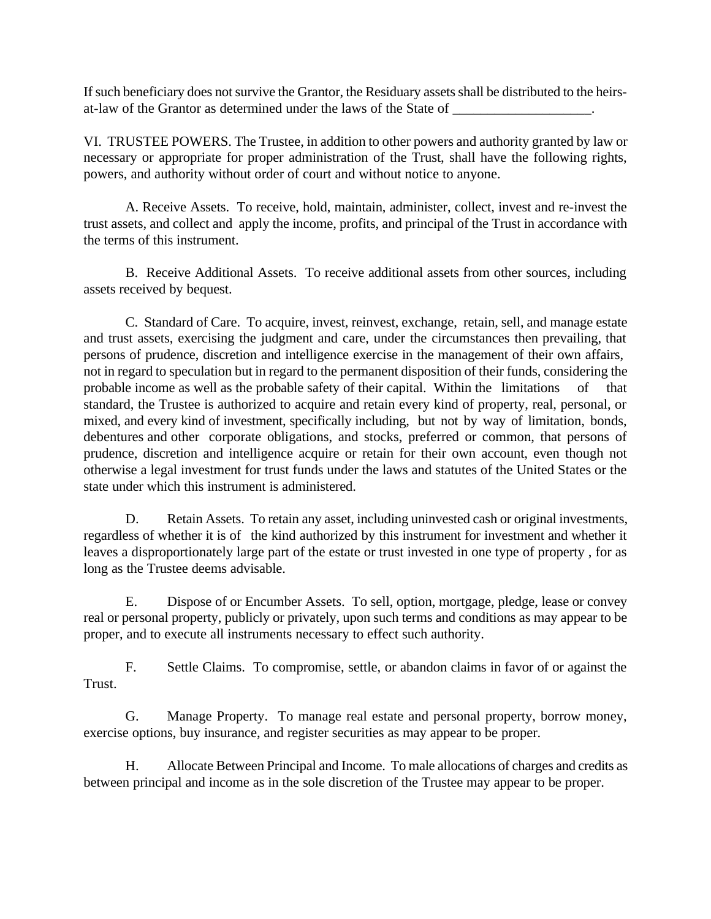If such beneficiary does not survive the Grantor, the Residuary assets shall be distributed to the heirs-at-law of the Grantor as determined under the laws of the State of ____________________.

VI. TRUSTEE POWERS. The Trustee, in addition to other powers and authority granted by law or necessary or appropriate for proper administration of the Trust, shall have the following rights, powers, and authority without order of court and without notice to anyone.

A. Receive Assets. To receive, hold, maintain, administer, collect, invest and re-invest the trust assets, and collect and apply the income, profits, and principal of the Trust in accordance with the terms of this instrument.

B. Receive Additional Assets. To receive additional assets from other sources, including assets received by bequest.

C. Standard of Care. To acquire, invest, reinvest, exchange, retain, sell, and manage estate and trust assets, exercising the judgment and care, under the circumstances then prevailing, that persons of prudence, discretion and intelligence exercise in the management of their own affairs, not in regard to speculation but in regard to the permanent disposition of their funds, considering the probable income as well as the probable safety of their capital. Within the limitations of that standard, the Trustee is authorized to acquire and retain every kind of property, real, personal, or mixed, and every kind of investment, specifically including, but not by way of limitation, bonds, debentures and other corporate obligations, and stocks, preferred or common, that persons of prudence, discretion and intelligence acquire or retain for their own account, even though not otherwise a legal investment for trust funds under the laws and statutes of the United States or the state under which this instrument is administered.

D. Retain Assets. To retain any asset, including uninvested cash or original investments, regardless of whether it is of the kind authorized by this instrument for investment and whether it leaves a disproportionately large part of the estate or trust invested in one type of property , for as long as the Trustee deems advisable.

E. Dispose of or Encumber Assets. To sell, option, mortgage, pledge, lease or convey real or personal property, publicly or privately, upon such terms and conditions as may appear to be proper, and to execute all instruments necessary to effect such authority.

F. Settle Claims. To compromise, settle, or abandon claims in favor of or against the Trust.

G. Manage Property. To manage real estate and personal property, borrow money, exercise options, buy insurance, and register securities as may appear to be proper.

H. Allocate Between Principal and Income. To male allocations of charges and credits as between principal and income as in the sole discretion of the Trustee may appear to be proper.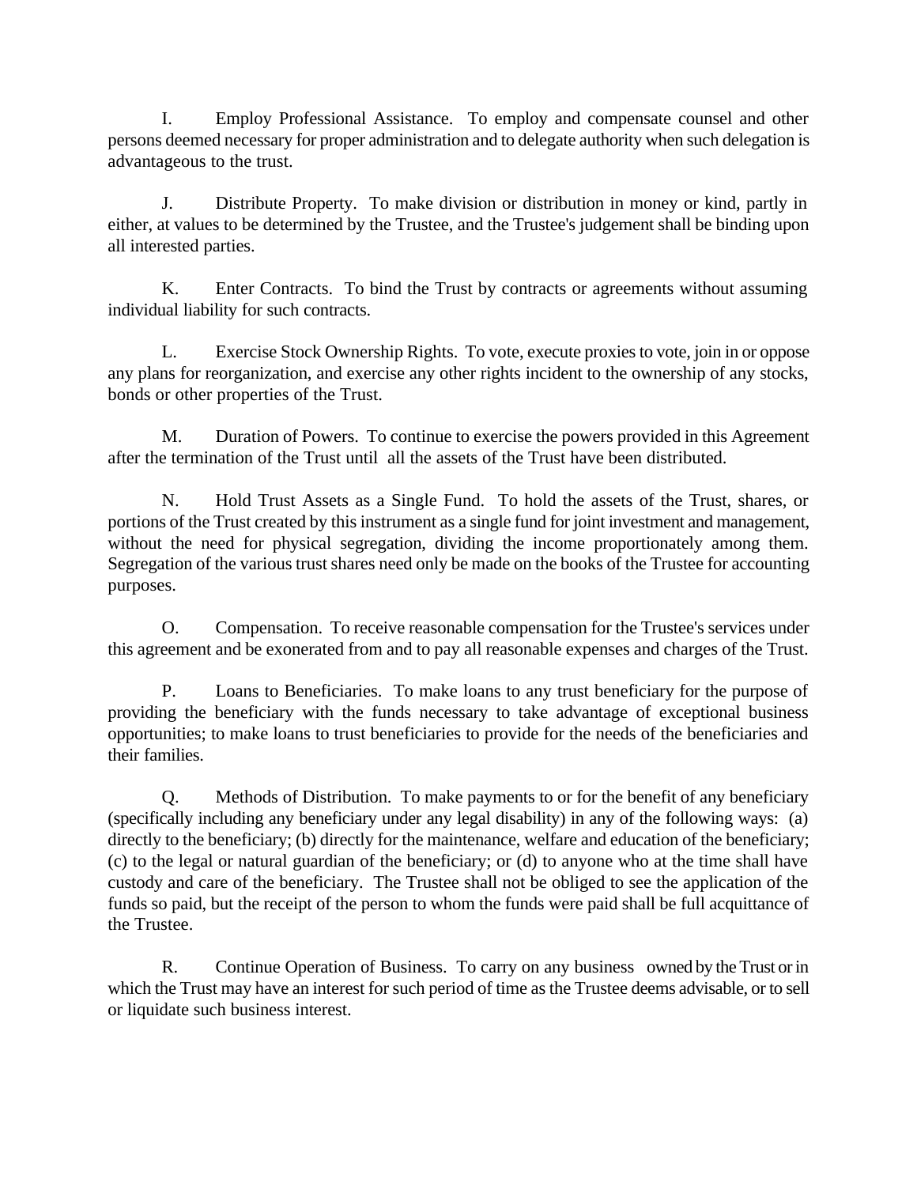I. Employ Professional Assistance. To employ and compensate counsel and other persons deemed necessary for proper administration and to delegate authority when such delegation is advantageous to the trust.

J. Distribute Property. To make division or distribution in money or kind, partly in either, at values to be determined by the Trustee, and the Trustee's judgement shall be binding upon all interested parties.

K. Enter Contracts. To bind the Trust by contracts or agreements without assuming individual liability for such contracts.

L. Exercise Stock Ownership Rights. To vote, execute proxies to vote, join in or oppose any plans for reorganization, and exercise any other rights incident to the ownership of any stocks, bonds or other properties of the Trust.

M. Duration of Powers. To continue to exercise the powers provided in this Agreement after the termination of the Trust until all the assets of the Trust have been distributed.

N. Hold Trust Assets as a Single Fund. To hold the assets of the Trust, shares, or portions of the Trust created by this instrument as a single fund for joint investment and management, without the need for physical segregation, dividing the income proportionately among them. Segregation of the various trust shares need only be made on the books of the Trustee for accounting purposes.

O. Compensation. To receive reasonable compensation for the Trustee's services under this agreement and be exonerated from and to pay all reasonable expenses and charges of the Trust.

P. Loans to Beneficiaries. To make loans to any trust beneficiary for the purpose of providing the beneficiary with the funds necessary to take advantage of exceptional business opportunities; to make loans to trust beneficiaries to provide for the needs of the beneficiaries and their families.

Q. Methods of Distribution. To make payments to or for the benefit of any beneficiary (specifically including any beneficiary under any legal disability) in any of the following ways: (a) directly to the beneficiary; (b) directly for the maintenance, welfare and education of the beneficiary; (c) to the legal or natural guardian of the beneficiary; or (d) to anyone who at the time shall have custody and care of the beneficiary. The Trustee shall not be obliged to see the application of the funds so paid, but the receipt of the person to whom the funds were paid shall be full acquittance of the Trustee.

R. Continue Operation of Business. To carry on any business owned by the Trust or in which the Trust may have an interest for such period of time as the Trustee deems advisable, or to sell or liquidate such business interest.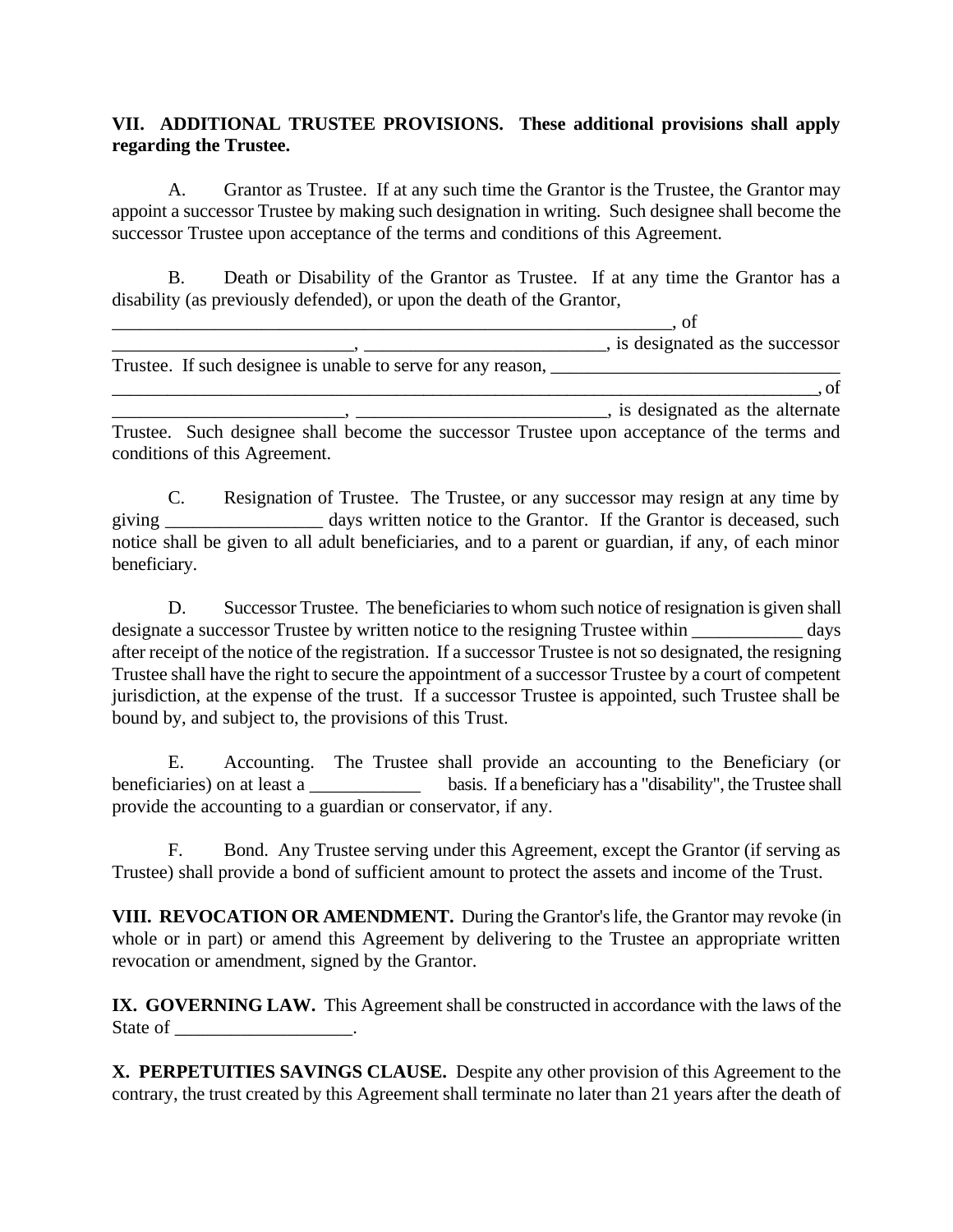**VII. ADDITIONAL TRUSTEE PROVISIONS. These additional provisions shall apply regarding the Trustee.**

A. Grantor as Trustee. If at any such time the Grantor is the Trustee, the Grantor may appoint a successor Trustee by making such designation in writing. Such designee shall become the successor Trustee upon acceptance of the terms and conditions of this Agreement.

B. Death or Disability of the Grantor as Trustee. If at any time the Grantor has a disability (as previously defended), or upon the death of the Grantor, _____________________________________________________________, of __________________________, __________________________, is designated as the successor Trustee. If such designee is unable to serve for any reason, ________________________________ ______________________________________________________________________________, of _________________________, ___________________________, is designated as the alternate Trustee. Such designee shall become the successor Trustee upon acceptance of the terms and conditions of this Agreement.

C. Resignation of Trustee. The Trustee, or any successor may resign at any time by giving _________________ days written notice to the Grantor. If the Grantor is deceased, such notice shall be given to all adult beneficiaries, and to a parent or guardian, if any, of each minor beneficiary.

D. Successor Trustee. The beneficiaries to whom such notice of resignation is given shall designate a successor Trustee by written notice to the resigning Trustee within ____________ days after receipt of the notice of the registration. If a successor Trustee is not so designated, the resigning Trustee shall have the right to secure the appointment of a successor Trustee by a court of competent jurisdiction, at the expense of the trust. If a successor Trustee is appointed, such Trustee shall be bound by, and subject to, the provisions of this Trust.

E. Accounting. The Trustee shall provide an accounting to the Beneficiary (or beneficiaries) on at least a ____________ basis. If a beneficiary has a "disability", the Trustee shall provide the accounting to a guardian or conservator, if any.

F. Bond. Any Trustee serving under this Agreement, except the Grantor (if serving as Trustee) shall provide a bond of sufficient amount to protect the assets and income of the Trust.

**VIII. REVOCATION OR AMENDMENT.** During the Grantor's life, the Grantor may revoke (in whole or in part) or amend this Agreement by delivering to the Trustee an appropriate written revocation or amendment, signed by the Grantor.

**IX. GOVERNING LAW.** This Agreement shall be constructed in accordance with the laws of the State of ___________________.

**X. PERPETUITIES SAVINGS CLAUSE.** Despite any other provision of this Agreement to the contrary, the trust created by this Agreement shall terminate no later than 21 years after the death of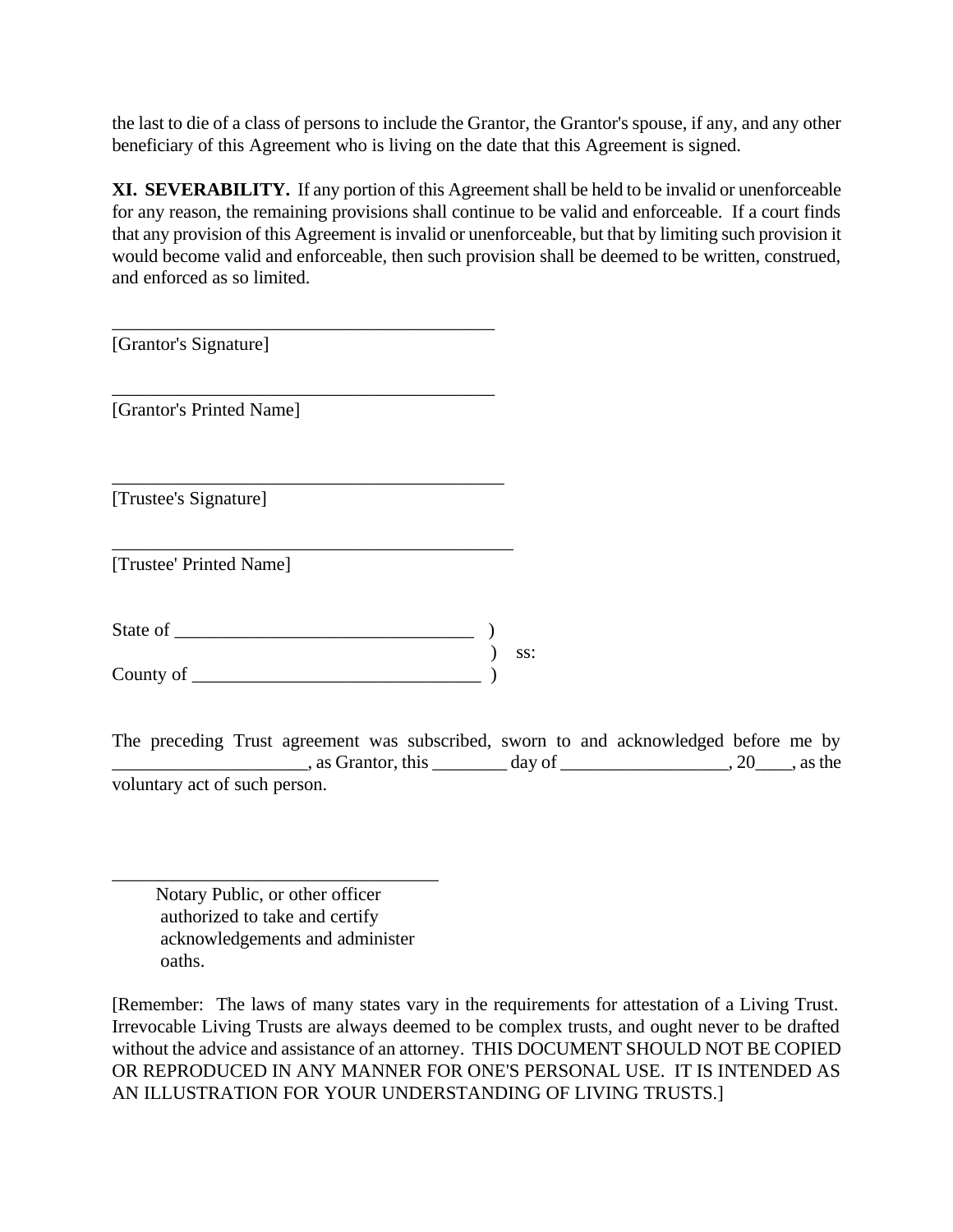the last to die of a class of persons to include the Grantor, the Grantor's spouse, if any, and any other beneficiary of this Agreement who is living on the date that this Agreement is signed.

**XI. SEVERABILITY.** If any portion of this Agreement shall be held to be invalid or unenforceable for any reason, the remaining provisions shall continue to be valid and enforceable. If a court finds that any provision of this Agreement is invalid or unenforceable, but that by limiting such provision it would become valid and enforceable, then such provision shall be deemed to be written, construed, and enforced as so limited.

____________________________________________
[Grantor's Signature]

____________________________________________
[Grantor's Printed Name]

_____________________________________________
[Trustee's Signature]

______________________________________________
[Trustee' Printed Name]

State of _________________________________ )
) ss:
County of ________________________________ )

The preceding Trust agreement was subscribed, sworn to and acknowledged before me by _____________________, as Grantor, this ________ day of __________________, 20____, as the voluntary act of such person.

_____________________________________
Notary Public, or other officer authorized to take and certify acknowledgements and administer oaths.

[Remember: The laws of many states vary in the requirements for attestation of a Living Trust. Irrevocable Living Trusts are always deemed to be complex trusts, and ought never to be drafted without the advice and assistance of an attorney. THIS DOCUMENT SHOULD NOT BE COPIED OR REPRODUCED IN ANY MANNER FOR ONE'S PERSONAL USE. IT IS INTENDED AS AN ILLUSTRATION FOR YOUR UNDERSTANDING OF LIVING TRUSTS.]